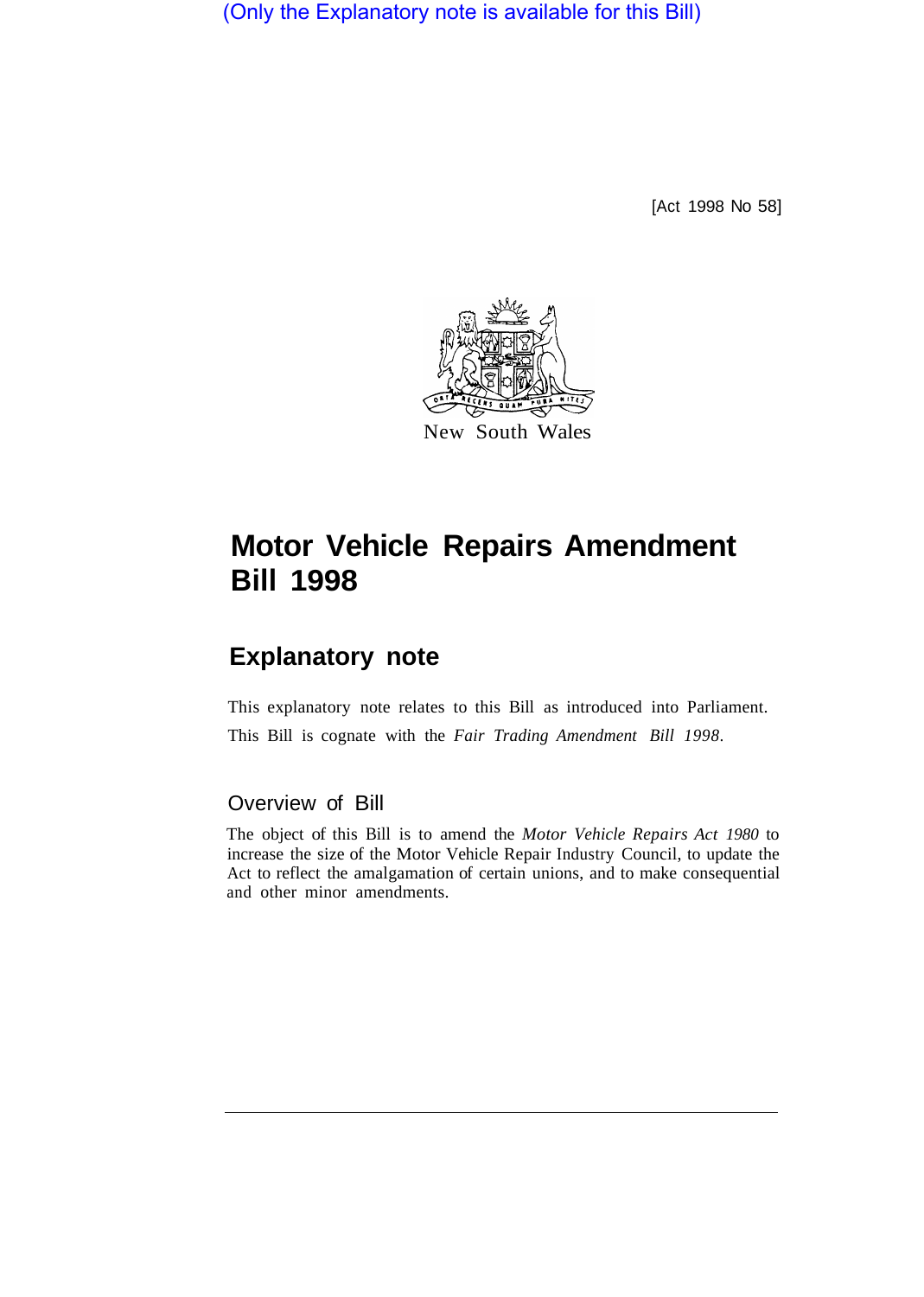(Only the Explanatory note is available for this Bill)

[Act 1998 No 58]

New South Wales

# Motor Vehicle Repairs Amendment Bill 1998

## Explanatory note

This explanatory note relates to this Bill as introduced into Parliament.

This Bill is cognate with the *Fair Trading Amendment Bill 1998*.

### Overview of Bill

The object of this Bill is to amend the *Motor Vehicle Repairs Act 1980* to increase the size of the Motor Vehicle Repair Industry Council, to update the Act to reflect the amalgamation of certain unions, and to make consequential and other minor amendments.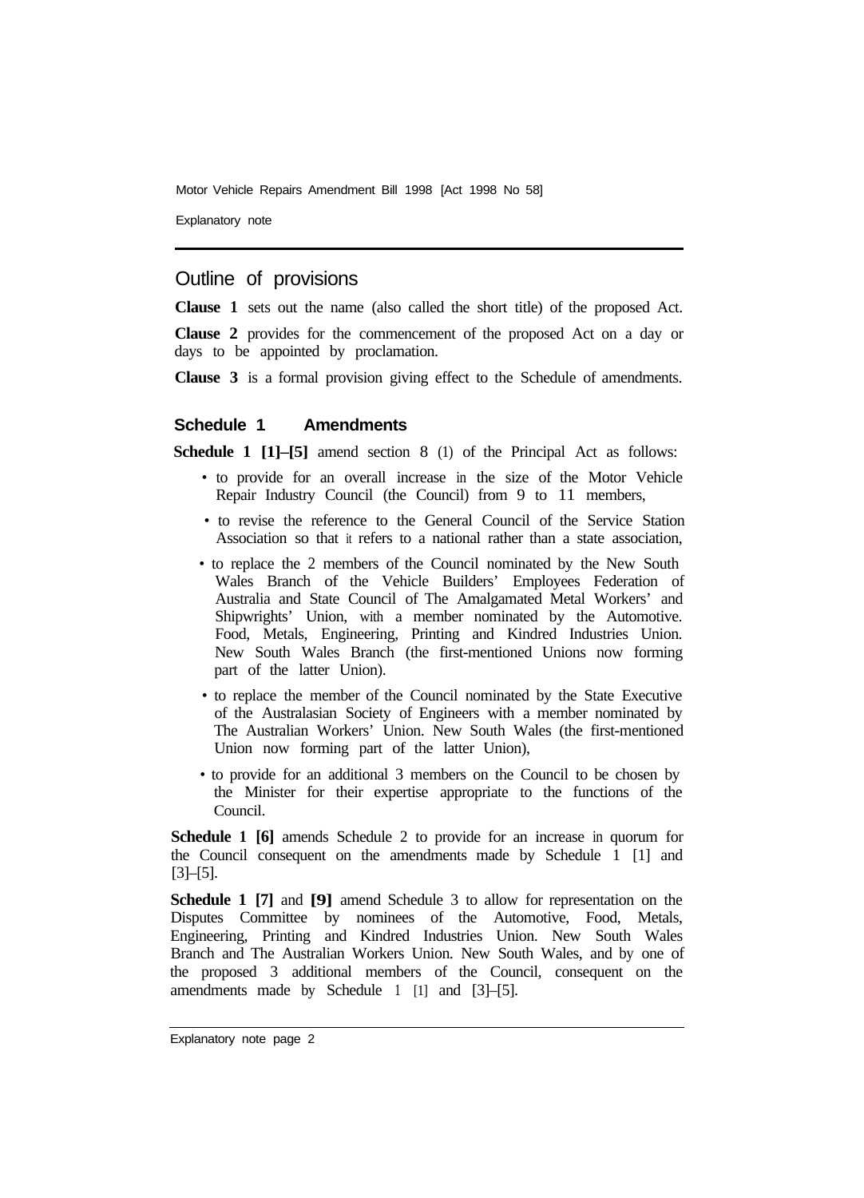## Outline of provisions

**Clause 1** sets out the name (also called the short title) of the proposed Act.

**Clause 2** provides for the commencement of the proposed Act on a day or days to be appointed by proclamation.

**Clause 3** is a formal provision giving effect to the Schedule of amendments.

### Schedule 1 Amendments

**Schedule 1 [1]–[5]** amend section 8 (1) of the Principal Act as follows:

- to provide for an overall increase in the size of the Motor Vehicle Repair Industry Council (the Council) from 9 to 11 members,
- to revise the reference to the General Council of the Service Station Association so that it refers to a national rather than a state association,
- to replace the 2 members of the Council nominated by the New South Wales Branch of the Vehicle Builders' Employees Federation of Australia and State Council of The Amalgamated Metal Workers' and Shipwrights' Union, with a member nominated by the Automotive. Food, Metals, Engineering, Printing and Kindred Industries Union. New South Wales Branch (the first-mentioned Unions now forming part of the latter Union).
- to replace the member of the Council nominated by the State Executive of the Australasian Society of Engineers with a member nominated by The Australian Workers' Union. New South Wales (the first-mentioned Union now forming part of the latter Union),
- to provide for an additional 3 members on the Council to be chosen by the Minister for their expertise appropriate to the functions of the Council.

**Schedule 1 [6]** amends Schedule 2 to provide for an increase in quorum for the Council consequent on the amendments made by Schedule 1 [1] and [3]–[5].

**Schedule 1 [7]** and **[9]** amend Schedule 3 to allow for representation on the Disputes Committee by nominees of the Automotive, Food, Metals, Engineering, Printing and Kindred Industries Union. New South Wales Branch and The Australian Workers Union. New South Wales, and by one of the proposed 3 additional members of the Council, consequent on the amendments made by Schedule 1 [1] and [3]–[5].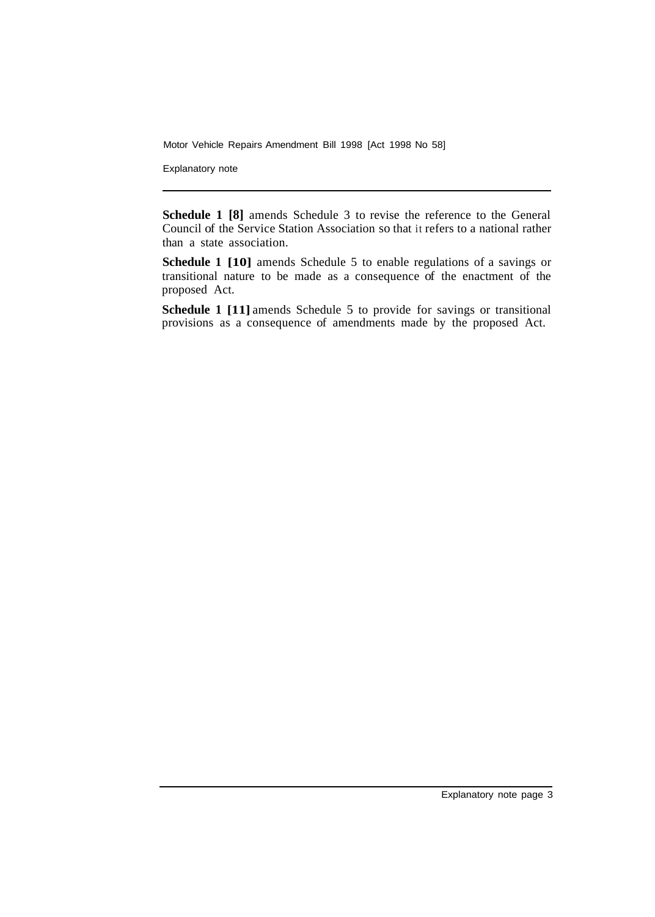**Schedule 1 [8]** amends Schedule 3 to revise the reference to the General Council of the Service Station Association so that it refers to a national rather than a state association.

**Schedule 1 [10]** amends Schedule 5 to enable regulations of a savings or transitional nature to be made as a consequence of the enactment of the proposed Act.

**Schedule 1 [11]** amends Schedule 5 to provide for savings or transitional provisions as a consequence of amendments made by the proposed Act.